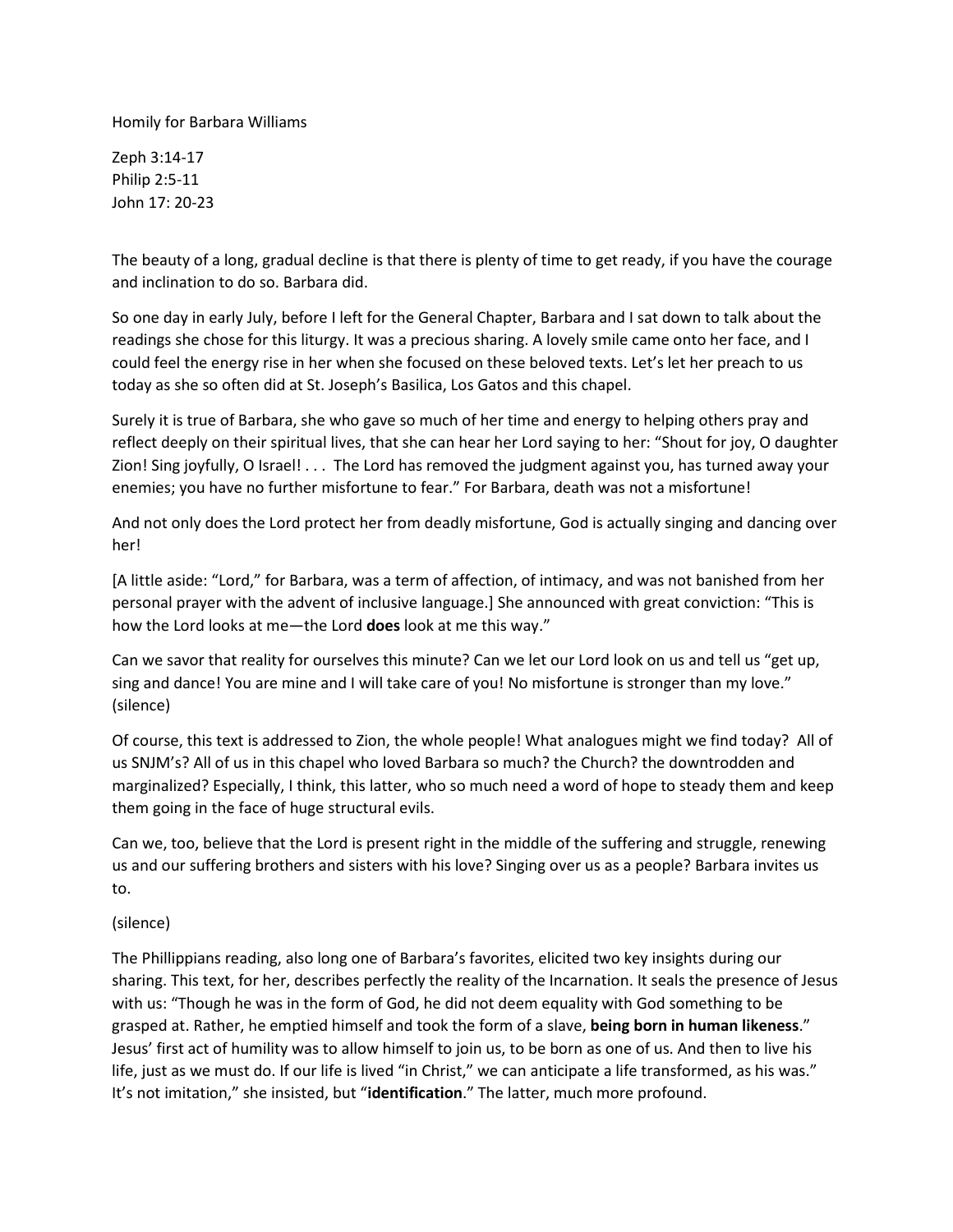Homily for Barbara Williams

Zeph 3:14-17
Philip 2:5-11
John 17: 20-23

The beauty of a long, gradual decline is that there is plenty of time to get ready, if you have the courage and inclination to do so. Barbara did.

So one day in early July, before I left for the General Chapter, Barbara and I sat down to talk about the readings she chose for this liturgy. It was a precious sharing. A lovely smile came onto her face, and I could feel the energy rise in her when she focused on these beloved texts. Let's let her preach to us today as she so often did at St. Joseph's Basilica, Los Gatos and this chapel.

Surely it is true of Barbara, she who gave so much of her time and energy to helping others pray and reflect deeply on their spiritual lives, that she can hear her Lord saying to her: "Shout for joy, O daughter Zion! Sing joyfully, O Israel! . . . The Lord has removed the judgment against you, has turned away your enemies; you have no further misfortune to fear." For Barbara, death was not a misfortune!

And not only does the Lord protect her from deadly misfortune, God is actually singing and dancing over her!

[A little aside: "Lord," for Barbara, was a term of affection, of intimacy, and was not banished from her personal prayer with the advent of inclusive language.] She announced with great conviction: "This is how the Lord looks at me—the Lord **does** look at me this way."

Can we savor that reality for ourselves this minute? Can we let our Lord look on us and tell us "get up, sing and dance! You are mine and I will take care of you! No misfortune is stronger than my love." (silence)

Of course, this text is addressed to Zion, the whole people! What analogues might we find today? All of us SNJM's? All of us in this chapel who loved Barbara so much? the Church? the downtrodden and marginalized? Especially, I think, this latter, who so much need a word of hope to steady them and keep them going in the face of huge structural evils.

Can we, too, believe that the Lord is present right in the middle of the suffering and struggle, renewing us and our suffering brothers and sisters with his love? Singing over us as a people? Barbara invites us to.

(silence)

The Phillippians reading, also long one of Barbara's favorites, elicited two key insights during our sharing. This text, for her, describes perfectly the reality of the Incarnation. It seals the presence of Jesus with us: "Though he was in the form of God, he did not deem equality with God something to be grasped at. Rather, he emptied himself and took the form of a slave, **being born in human likeness**." Jesus' first act of humility was to allow himself to join us, to be born as one of us. And then to live his life, just as we must do. If our life is lived "in Christ," we can anticipate a life transformed, as his was." It's not imitation," she insisted, but "**identification**." The latter, much more profound.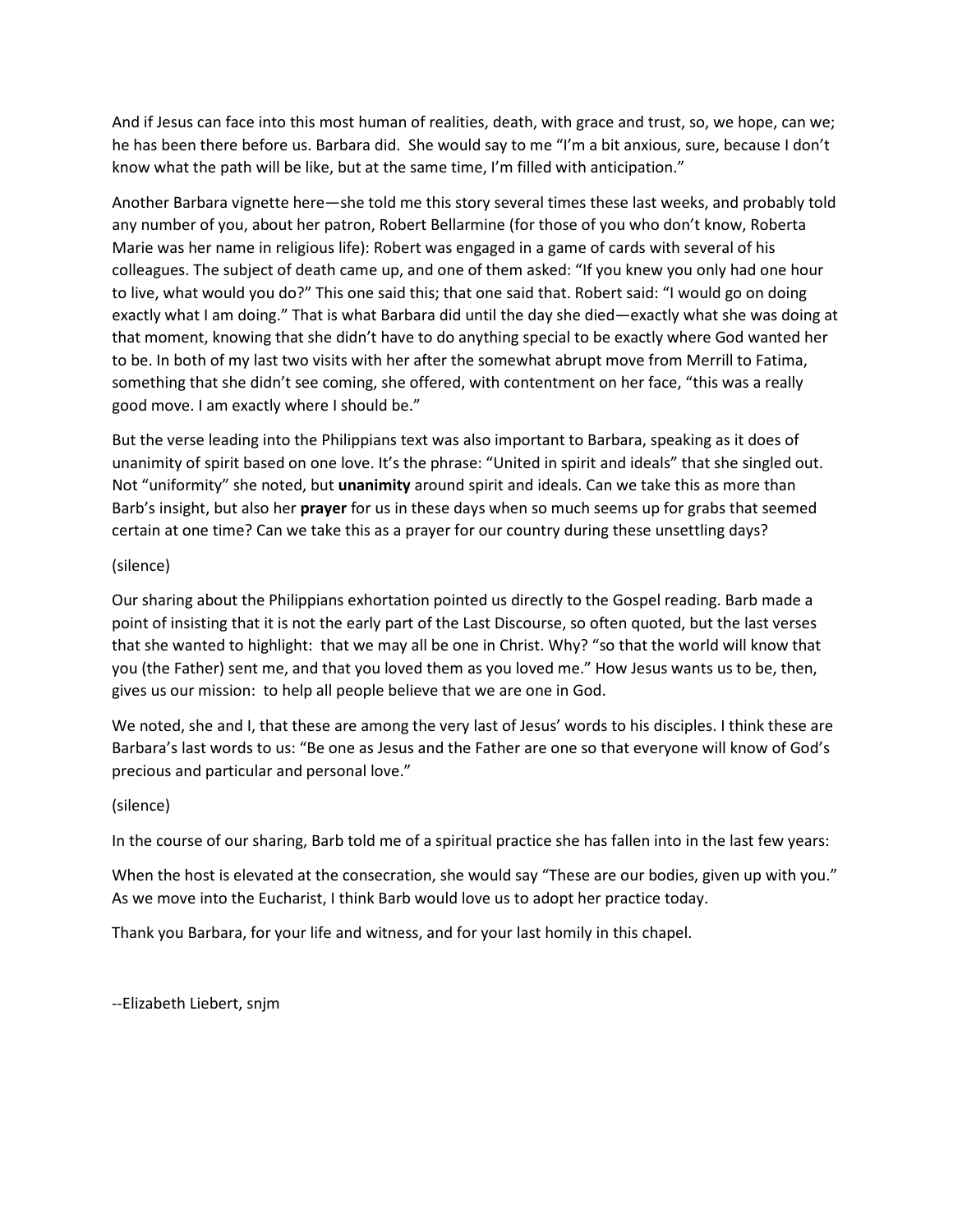And if Jesus can face into this most human of realities, death, with grace and trust, so, we hope, can we; he has been there before us. Barbara did. She would say to me "I'm a bit anxious, sure, because I don't know what the path will be like, but at the same time, I'm filled with anticipation."

Another Barbara vignette here—she told me this story several times these last weeks, and probably told any number of you, about her patron, Robert Bellarmine (for those of you who don't know, Roberta Marie was her name in religious life): Robert was engaged in a game of cards with several of his colleagues. The subject of death came up, and one of them asked: "If you knew you only had one hour to live, what would you do?" This one said this; that one said that. Robert said: "I would go on doing exactly what I am doing." That is what Barbara did until the day she died—exactly what she was doing at that moment, knowing that she didn't have to do anything special to be exactly where God wanted her to be. In both of my last two visits with her after the somewhat abrupt move from Merrill to Fatima, something that she didn't see coming, she offered, with contentment on her face, "this was a really good move. I am exactly where I should be."

But the verse leading into the Philippians text was also important to Barbara, speaking as it does of unanimity of spirit based on one love. It's the phrase: "United in spirit and ideals" that she singled out. Not "uniformity" she noted, but **unanimity** around spirit and ideals. Can we take this as more than Barb's insight, but also her **prayer** for us in these days when so much seems up for grabs that seemed certain at one time? Can we take this as a prayer for our country during these unsettling days?

(silence)

Our sharing about the Philippians exhortation pointed us directly to the Gospel reading. Barb made a point of insisting that it is not the early part of the Last Discourse, so often quoted, but the last verses that she wanted to highlight: that we may all be one in Christ. Why? "so that the world will know that you (the Father) sent me, and that you loved them as you loved me." How Jesus wants us to be, then, gives us our mission: to help all people believe that we are one in God.

We noted, she and I, that these are among the very last of Jesus' words to his disciples. I think these are Barbara's last words to us: "Be one as Jesus and the Father are one so that everyone will know of God's precious and particular and personal love."

(silence)

In the course of our sharing, Barb told me of a spiritual practice she has fallen into in the last few years:

When the host is elevated at the consecration, she would say "These are our bodies, given up with you." As we move into the Eucharist, I think Barb would love us to adopt her practice today.

Thank you Barbara, for your life and witness, and for your last homily in this chapel.

--Elizabeth Liebert, snjm